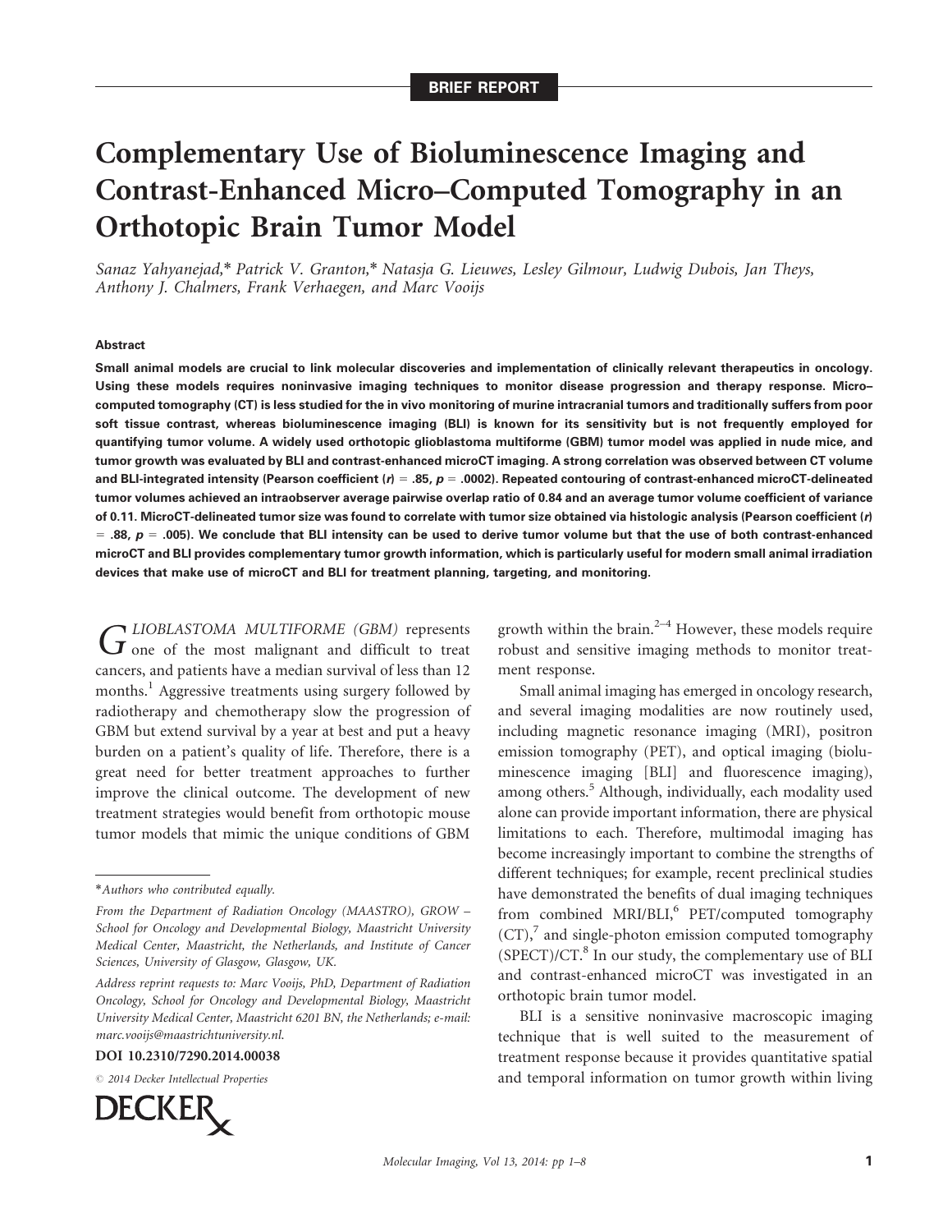BRIEF REPORT

# Complementary Use of Bioluminescence Imaging and Contrast-Enhanced Micro–Computed Tomography in an Orthotopic Brain Tumor Model

*Sanaz Yahyanejad,\* Patrick V. Granton,\* Natasja G. Lieuwes, Lesley Gilmour, Ludwig Dubois, Jan Theys, Anthony J. Chalmers, Frank Verhaegen, and Marc Vooijs*

### Abstract

**Small animal models are crucial to link molecular discoveries and implementation of clinically relevant therapeutics in oncology. Using these models requires noninvasive imaging techniques to monitor disease progression and therapy response. Micro–computed tomography (CT) is less studied for the in vivo monitoring of murine intracranial tumors and traditionally suffers from poor soft tissue contrast, whereas bioluminescence imaging (BLI) is known for its sensitivity but is not frequently employed for quantifying tumor volume. A widely used orthotopic glioblastoma multiforme (GBM) tumor model was applied in nude mice, and tumor growth was evaluated by BLI and contrast-enhanced microCT imaging. A strong correlation was observed between CT volume and BLI-integrated intensity (Pearson coefficient ($r$) = .85, $p$ = .0002). Repeated contouring of contrast-enhanced microCT-delineated tumor volumes achieved an intraobserver average pairwise overlap ratio of 0.84 and an average tumor volume coefficient of variance of 0.11. MicroCT-delineated tumor size was found to correlate with tumor size obtained via histologic analysis (Pearson coefficient ($r$) = .88, $p$ = .005). We conclude that BLI intensity can be used to derive tumor volume but that the use of both contrast-enhanced microCT and BLI provides complementary tumor growth information, which is particularly useful for modern small animal irradiation devices that make use of microCT and BLI for treatment planning, targeting, and monitoring.**

GLIOBLASTOMA MULTIFORME (GBM) represents one of the most malignant and difficult to treat cancers, and patients have a median survival of less than 12 months.[1] Aggressive treatments using surgery followed by radiotherapy and chemotherapy slow the progression of GBM but extend survival by a year at best and put a heavy burden on a patient's quality of life. Therefore, there is a great need for better treatment approaches to further improve the clinical outcome. The development of new treatment strategies would benefit from orthotopic mouse tumor models that mimic the unique conditions of GBM growth within the brain.[2–4] However, these models require robust and sensitive imaging methods to monitor treatment response.

Small animal imaging has emerged in oncology research, and several imaging modalities are now routinely used, including magnetic resonance imaging (MRI), positron emission tomography (PET), and optical imaging (bioluminescence imaging [BLI] and fluorescence imaging), among others.[5] Although, individually, each modality used alone can provide important information, there are physical limitations to each. Therefore, multimodal imaging has become increasingly important to combine the strengths of different techniques; for example, recent preclinical studies have demonstrated the benefits of dual imaging techniques from combined MRI/BLI,[6] PET/computed tomography (CT),[7] and single-photon emission computed tomography (SPECT)/CT.[8] In our study, the complementary use of BLI and contrast-enhanced microCT was investigated in an orthotopic brain tumor model.

BLI is a sensitive noninvasive macroscopic imaging technique that is well suited to the measurement of treatment response because it provides quantitative spatial and temporal information on tumor growth within living

---

\*Authors who contributed equally.

*From the Department of Radiation Oncology (MAASTRO), GROW – School for Oncology and Developmental Biology, Maastricht University Medical Center, Maastricht, the Netherlands, and Institute of Cancer Sciences, University of Glasgow, Glasgow, UK.*

*Address reprint requests to: Marc Vooijs, PhD, Department of Radiation Oncology, School for Oncology and Developmental Biology, Maastricht University Medical Center, Maastricht 6201 BN, the Netherlands; e-mail: marc.vooijs@maastrichtuniversity.nl.*

**DOI 10.2310/7290.2014.00038**

© 2014 Decker Intellectual Properties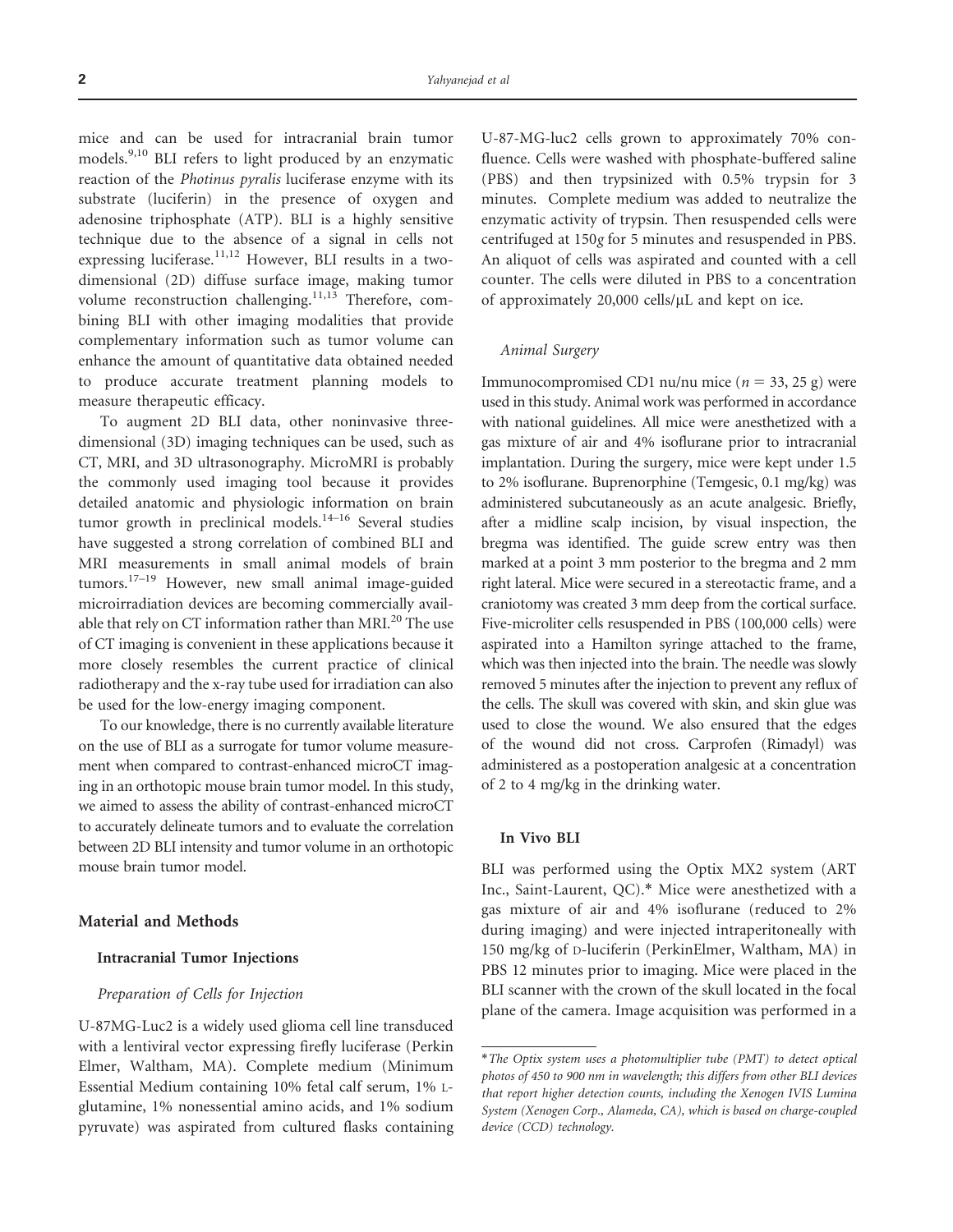mice and can be used for intracranial brain tumor models.[9,10] BLI refers to light produced by an enzymatic reaction of the *Photinus pyralis* luciferase enzyme with its substrate (luciferin) in the presence of oxygen and adenosine triphosphate (ATP). BLI is a highly sensitive technique due to the absence of a signal in cells not expressing luciferase.[11,12] However, BLI results in a two-dimensional (2D) diffuse surface image, making tumor volume reconstruction challenging.[11,13] Therefore, combining BLI with other imaging modalities that provide complementary information such as tumor volume can enhance the amount of quantitative data obtained needed to produce accurate treatment planning models to measure therapeutic efficacy.

To augment 2D BLI data, other noninvasive three-dimensional (3D) imaging techniques can be used, such as CT, MRI, and 3D ultrasonography. MicroMRI is probably the commonly used imaging tool because it provides detailed anatomic and physiologic information on brain tumor growth in preclinical models.[14–16] Several studies have suggested a strong correlation of combined BLI and MRI measurements in small animal models of brain tumors.[17–19] However, new small animal image-guided microirradiation devices are becoming commercially available that rely on CT information rather than MRI.[20] The use of CT imaging is convenient in these applications because it more closely resembles the current practice of clinical radiotherapy and the x-ray tube used for irradiation can also be used for the low-energy imaging component.

To our knowledge, there is no currently available literature on the use of BLI as a surrogate for tumor volume measurement when compared to contrast-enhanced microCT imaging in an orthotopic mouse brain tumor model. In this study, we aimed to assess the ability of contrast-enhanced microCT to accurately delineate tumors and to evaluate the correlation between 2D BLI intensity and tumor volume in an orthotopic mouse brain tumor model.

## Material and Methods

### Intracranial Tumor Injections

#### *Preparation of Cells for Injection*

U-87MG-Luc2 is a widely used glioma cell line transduced with a lentiviral vector expressing firefly luciferase (Perkin Elmer, Waltham, MA). Complete medium (Minimum Essential Medium containing 10% fetal calf serum, 1% L-glutamine, 1% nonessential amino acids, and 1% sodium pyruvate) was aspirated from cultured flasks containing U-87-MG-luc2 cells grown to approximately 70% confluence. Cells were washed with phosphate-buffered saline (PBS) and then trypsinized with 0.5% trypsin for 3 minutes. Complete medium was added to neutralize the enzymatic activity of trypsin. Then resuspended cells were centrifuged at 150*g* for 5 minutes and resuspended in PBS. An aliquot of cells was aspirated and counted with a cell counter. The cells were diluted in PBS to a concentration of approximately 20,000 cells/μL and kept on ice.

#### *Animal Surgery*

Immunocompromised CD1 nu/nu mice ($n = 33$, 25 g) were used in this study. Animal work was performed in accordance with national guidelines. All mice were anesthetized with a gas mixture of air and 4% isoflurane prior to intracranial implantation. During the surgery, mice were kept under 1.5 to 2% isoflurane. Buprenorphine (Temgesic, 0.1 mg/kg) was administered subcutaneously as an acute analgesic. Briefly, after a midline scalp incision, by visual inspection, the bregma was identified. The guide screw entry was then marked at a point 3 mm posterior to the bregma and 2 mm right lateral. Mice were secured in a stereotactic frame, and a craniotomy was created 3 mm deep from the cortical surface. Five-microliter cells resuspended in PBS (100,000 cells) were aspirated into a Hamilton syringe attached to the frame, which was then injected into the brain. The needle was slowly removed 5 minutes after the injection to prevent any reflux of the cells. The skull was covered with skin, and skin glue was used to close the wound. We also ensured that the edges of the wound did not cross. Carprofen (Rimadyl) was administered as a postoperation analgesic at a concentration of 2 to 4 mg/kg in the drinking water.

### In Vivo BLI

BLI was performed using the Optix MX2 system (ART Inc., Saint-Laurent, QC).* Mice were anesthetized with a gas mixture of air and 4% isoflurane (reduced to 2% during imaging) and were injected intraperitoneally with 150 mg/kg of D-luciferin (PerkinElmer, Waltham, MA) in PBS 12 minutes prior to imaging. Mice were placed in the BLI scanner with the crown of the skull located in the focal plane of the camera. Image acquisition was performed in a

*\*The Optix system uses a photomultiplier tube (PMT) to detect optical photos of 450 to 900 nm in wavelength; this differs from other BLI devices that report higher detection counts, including the Xenogen IVIS Lumina System (Xenogen Corp., Alameda, CA), which is based on charge-coupled device (CCD) technology.*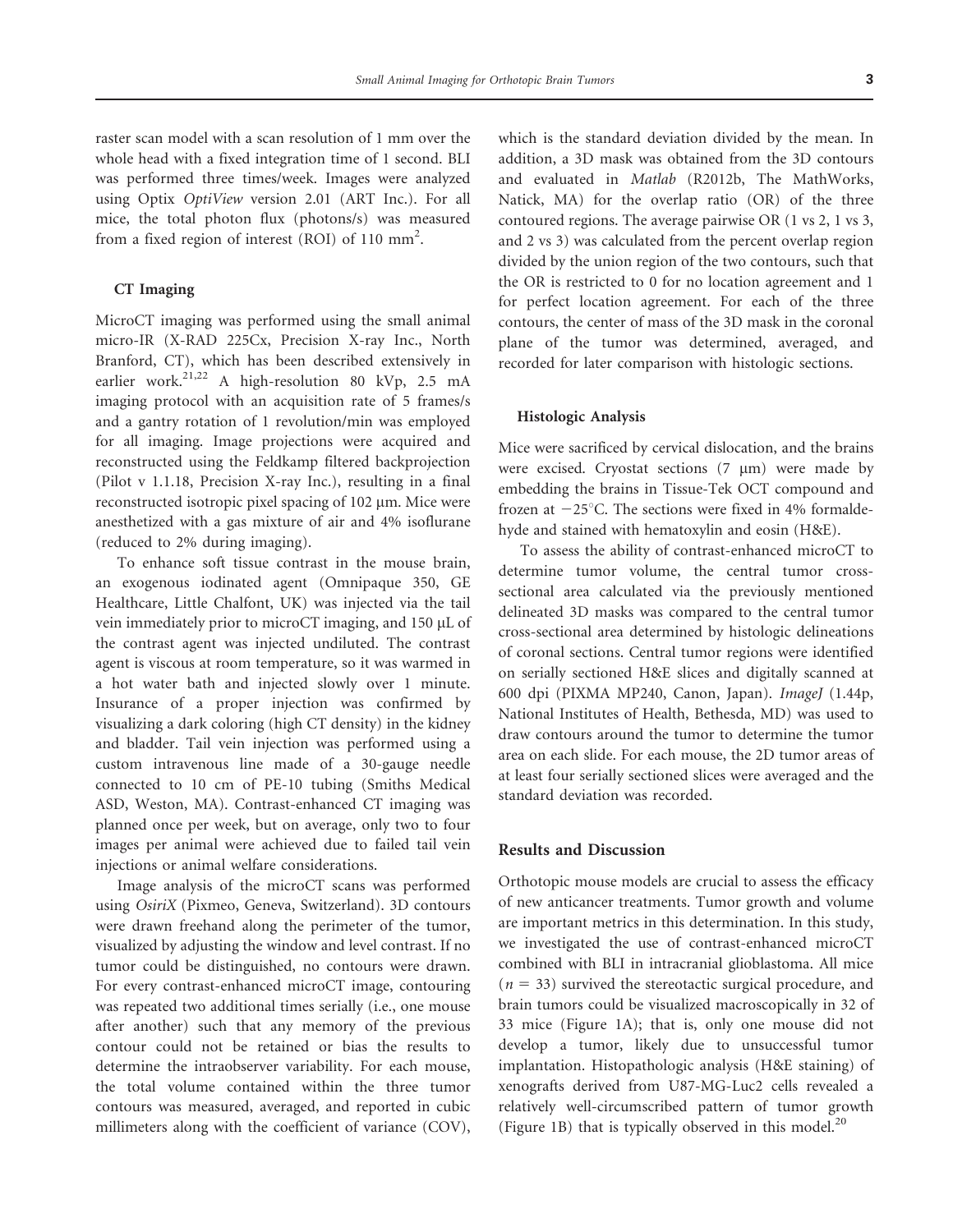raster scan model with a scan resolution of 1 mm over the whole head with a fixed integration time of 1 second. BLI was performed three times/week. Images were analyzed using Optix *OptiView* version 2.01 (ART Inc.). For all mice, the total photon flux (photons/s) was measured from a fixed region of interest (ROI) of 110 $mm^2$.

### CT Imaging

MicroCT imaging was performed using the small animal micro-IR (X-RAD 225Cx, Precision X-ray Inc., North Branford, CT), which has been described extensively in earlier work.[21,22] A high-resolution 80 kVp, 2.5 mA imaging protocol with an acquisition rate of 5 frames/s and a gantry rotation of 1 revolution/min was employed for all imaging. Image projections were acquired and reconstructed using the Feldkamp filtered backprojection (Pilot v 1.1.18, Precision X-ray Inc.), resulting in a final reconstructed isotropic pixel spacing of 102 μm. Mice were anesthetized with a gas mixture of air and 4% isoflurane (reduced to 2% during imaging).

To enhance soft tissue contrast in the mouse brain, an exogenous iodinated agent (Omnipaque 350, GE Healthcare, Little Chalfont, UK) was injected via the tail vein immediately prior to microCT imaging, and 150 μL of the contrast agent was injected undiluted. The contrast agent is viscous at room temperature, so it was warmed in a hot water bath and injected slowly over 1 minute. Insurance of a proper injection was confirmed by visualizing a dark coloring (high CT density) in the kidney and bladder. Tail vein injection was performed using a custom intravenous line made of a 30-gauge needle connected to 10 cm of PE-10 tubing (Smiths Medical ASD, Weston, MA). Contrast-enhanced CT imaging was planned once per week, but on average, only two to four images per animal were achieved due to failed tail vein injections or animal welfare considerations.

Image analysis of the microCT scans was performed using *OsiriX* (Pixmeo, Geneva, Switzerland). 3D contours were drawn freehand along the perimeter of the tumor, visualized by adjusting the window and level contrast. If no tumor could be distinguished, no contours were drawn. For every contrast-enhanced microCT image, contouring was repeated two additional times serially (i.e., one mouse after another) such that any memory of the previous contour could not be retained or bias the results to determine the intraobserver variability. For each mouse, the total volume contained within the three tumor contours was measured, averaged, and reported in cubic millimeters along with the coefficient of variance (COV), which is the standard deviation divided by the mean. In addition, a 3D mask was obtained from the 3D contours and evaluated in *Matlab* (R2012b, The MathWorks, Natick, MA) for the overlap ratio (OR) of the three contoured regions. The average pairwise OR (1 vs 2, 1 vs 3, and 2 vs 3) was calculated from the percent overlap region divided by the union region of the two contours, such that the OR is restricted to 0 for no location agreement and 1 for perfect location agreement. For each of the three contours, the center of mass of the 3D mask in the coronal plane of the tumor was determined, averaged, and recorded for later comparison with histologic sections.

### Histologic Analysis

Mice were sacrificed by cervical dislocation, and the brains were excised. Cryostat sections (7 μm) were made by embedding the brains in Tissue-Tek OCT compound and frozen at −25°C. The sections were fixed in 4% formaldehyde and stained with hematoxylin and eosin (H&E).

To assess the ability of contrast-enhanced microCT to determine tumor volume, the central tumor cross-sectional area calculated via the previously mentioned delineated 3D masks was compared to the central tumor cross-sectional area determined by histologic delineations of coronal sections. Central tumor regions were identified on serially sectioned H&E slices and digitally scanned at 600 dpi (PIXMA MP240, Canon, Japan). *ImageJ* (1.44p, National Institutes of Health, Bethesda, MD) was used to draw contours around the tumor to determine the tumor area on each slide. For each mouse, the 2D tumor areas of at least four serially sectioned slices were averaged and the standard deviation was recorded.

## Results and Discussion

Orthotopic mouse models are crucial to assess the efficacy of new anticancer treatments. Tumor growth and volume are important metrics in this determination. In this study, we investigated the use of contrast-enhanced microCT combined with BLI in intracranial glioblastoma. All mice ($n$ = 33) survived the stereotactic surgical procedure, and brain tumors could be visualized macroscopically in 32 of 33 mice (Figure 1A); that is, only one mouse did not develop a tumor, likely due to unsuccessful tumor implantation. Histopathologic analysis (H&E staining) of xenografts derived from U87-MG-Luc2 cells revealed a relatively well-circumscribed pattern of tumor growth (Figure 1B) that is typically observed in this model.[20]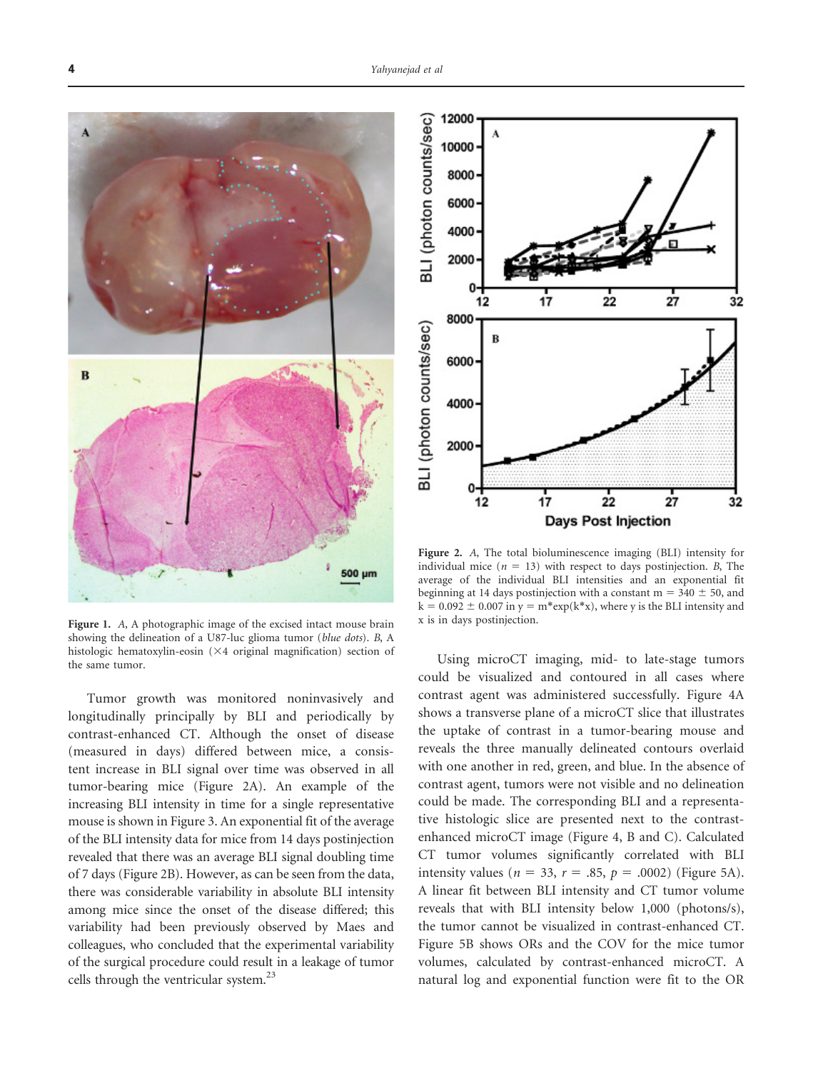**Figure 1.** *A*, A photographic image of the excised intact mouse brain showing the delineation of a U87-luc glioma tumor (*blue dots*). *B*, A histologic hematoxylin-eosin (×4 original magnification) section of the same tumor.

**Figure 2.** *A*, The total bioluminescence imaging (BLI) intensity for individual mice ($n = 13$) with respect to days postinjection. *B*, The average of the individual BLI intensities and an exponential fit beginning at 14 days postinjection with a constant $m = 340 \pm 50$, and $k = 0.092 \pm 0.007$ in $y = m*\exp(k*x)$, where y is the BLI intensity and x is in days postinjection.

Tumor growth was monitored noninvasively and longitudinally principally by BLI and periodically by contrast-enhanced CT. Although the onset of disease (measured in days) differed between mice, a consistent increase in BLI signal over time was observed in all tumor-bearing mice (Figure 2A). An example of the increasing BLI intensity in time for a single representative mouse is shown in Figure 3. An exponential fit of the average of the BLI intensity data for mice from 14 days postinjection revealed that there was an average BLI signal doubling time of 7 days (Figure 2B). However, as can be seen from the data, there was considerable variability in absolute BLI intensity among mice since the onset of the disease differed; this variability had been previously observed by Maes and colleagues, who concluded that the experimental variability of the surgical procedure could result in a leakage of tumor cells through the ventricular system.[23]

Using microCT imaging, mid- to late-stage tumors could be visualized and contoured in all cases where contrast agent was administered successfully. Figure 4A shows a transverse plane of a microCT slice that illustrates the uptake of contrast in a tumor-bearing mouse and reveals the three manually delineated contours overlaid with one another in red, green, and blue. In the absence of contrast agent, tumors were not visible and no delineation could be made. The corresponding BLI and a representative histologic slice are presented next to the contrast-enhanced microCT image (Figure 4, B and C). Calculated CT tumor volumes significantly correlated with BLI intensity values ($n = 33$, $r = .85$, $p = .0002$) (Figure 5A). A linear fit between BLI intensity and CT tumor volume reveals that with BLI intensity below 1,000 (photons/s), the tumor cannot be visualized in contrast-enhanced CT. Figure 5B shows ORs and the COV for the mice tumor volumes, calculated by contrast-enhanced microCT. A natural log and exponential function were fit to the OR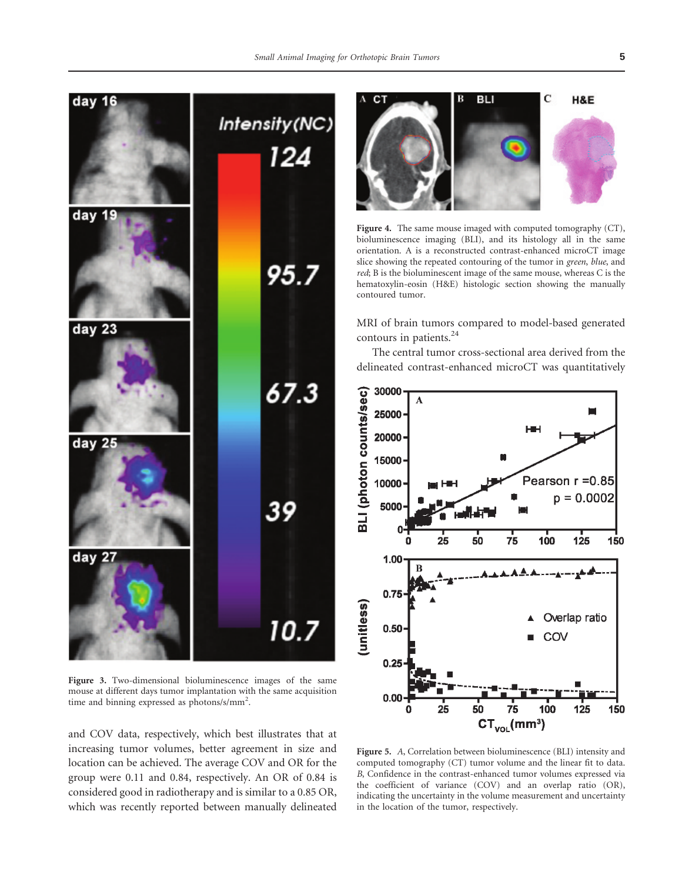Figure 3. Two-dimensional bioluminescence images of the same mouse at different days tumor implantation with the same acquisition time and binning expressed as photons/s/mm$^2$.

and COV data, respectively, which best illustrates that at increasing tumor volumes, better agreement in size and location can be achieved. The average COV and OR for the group were 0.11 and 0.84, respectively. An OR of 0.84 is considered good in radiotherapy and is similar to a 0.85 OR, which was recently reported between manually delineated MRI of brain tumors compared to model-based generated contours in patients.[24]

Figure 4. The same mouse imaged with computed tomography (CT), bioluminescence imaging (BLI), and its histology all in the same orientation. A is a reconstructed contrast-enhanced microCT image slice showing the repeated contouring of the tumor in *green*, *blue*, and *red*; B is the bioluminescent image of the same mouse, whereas C is the hematoxylin-eosin (H&E) histologic section showing the manually contoured tumor.

The central tumor cross-sectional area derived from the delineated contrast-enhanced microCT was quantitatively

Figure 5. *A*, Correlation between bioluminescence (BLI) intensity and computed tomography (CT) tumor volume and the linear fit to data. *B*, Confidence in the contrast-enhanced tumor volumes expressed via the coefficient of variance (COV) and an overlap ratio (OR), indicating the uncertainty in the volume measurement and uncertainty in the location of the tumor, respectively.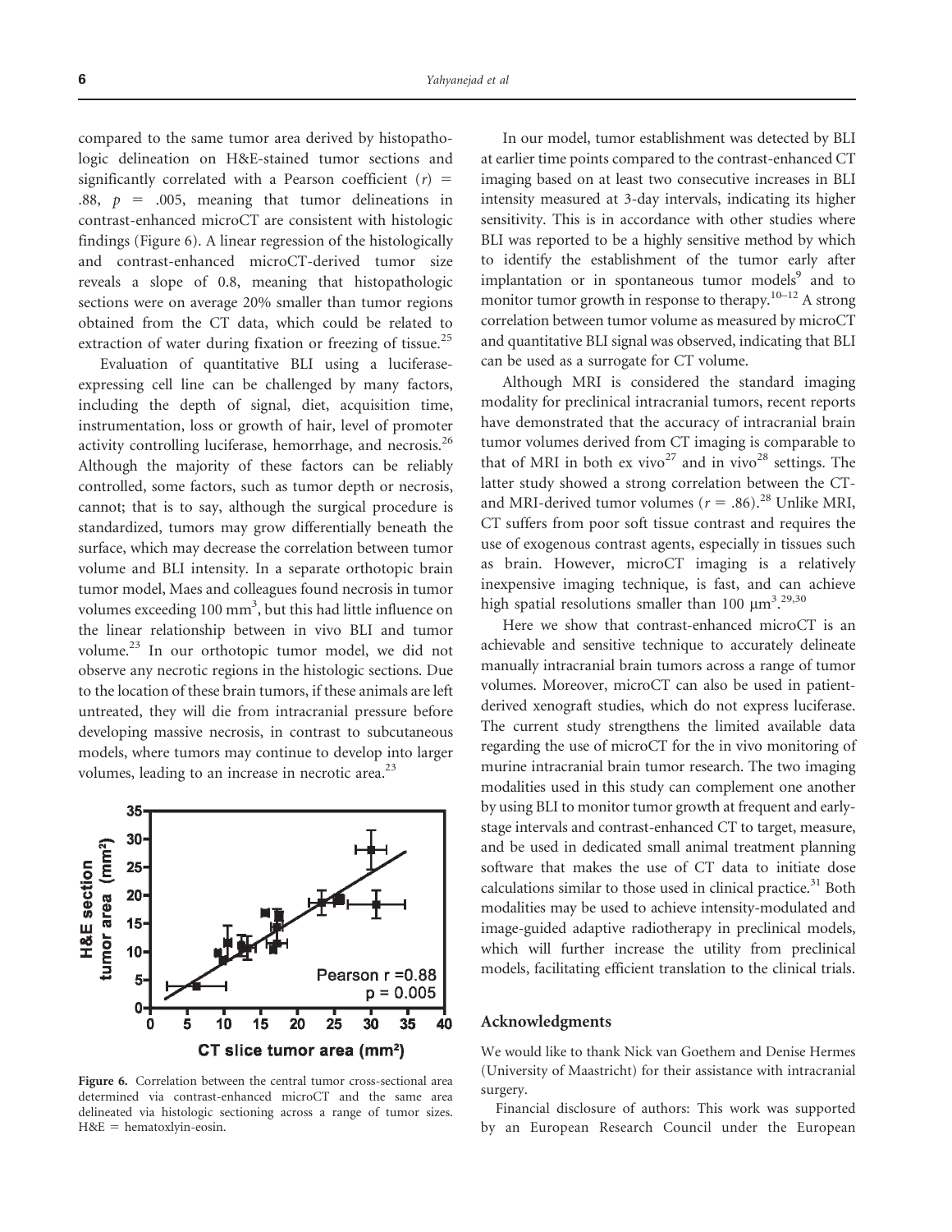compared to the same tumor area derived by histopathologic delineation on H&E-stained tumor sections and significantly correlated with a Pearson coefficient ($r$) = .88, $p$ = .005, meaning that tumor delineations in contrast-enhanced microCT are consistent with histologic findings (Figure 6). A linear regression of the histologically and contrast-enhanced microCT-derived tumor size reveals a slope of 0.8, meaning that histopathologic sections were on average 20% smaller than tumor regions obtained from the CT data, which could be related to extraction of water during fixation or freezing of tissue.[25]

Evaluation of quantitative BLI using a luciferase-expressing cell line can be challenged by many factors, including the depth of signal, diet, acquisition time, instrumentation, loss or growth of hair, level of promoter activity controlling luciferase, hemorrhage, and necrosis.[26] Although the majority of these factors can be reliably controlled, some factors, such as tumor depth or necrosis, cannot; that is to say, although the surgical procedure is standardized, tumors may grow differentially beneath the surface, which may decrease the correlation between tumor volume and BLI intensity. In a separate orthotopic brain tumor model, Maes and colleagues found necrosis in tumor volumes exceeding 100 mm$^3$, but this had little influence on the linear relationship between in vivo BLI and tumor volume.[23] In our orthotopic tumor model, we did not observe any necrotic regions in the histologic sections. Due to the location of these brain tumors, if these animals are left untreated, they will die from intracranial pressure before developing massive necrosis, in contrast to subcutaneous models, where tumors may continue to develop into larger volumes, leading to an increase in necrotic area.[23]

**Figure 6.** Correlation between the central tumor cross-sectional area determined via contrast-enhanced microCT and the same area delineated via histologic sectioning across a range of tumor sizes. H&E = hematoxlyin-eosin.

In our model, tumor establishment was detected by BLI at earlier time points compared to the contrast-enhanced CT imaging based on at least two consecutive increases in BLI intensity measured at 3-day intervals, indicating its higher sensitivity. This is in accordance with other studies where BLI was reported to be a highly sensitive method by which to identify the establishment of the tumor early after implantation or in spontaneous tumor models[9] and to monitor tumor growth in response to therapy.[10–12] A strong correlation between tumor volume as measured by microCT and quantitative BLI signal was observed, indicating that BLI can be used as a surrogate for CT volume.

Although MRI is considered the standard imaging modality for preclinical intracranial tumors, recent reports have demonstrated that the accuracy of intracranial brain tumor volumes derived from CT imaging is comparable to that of MRI in both ex vivo[27] and in vivo[28] settings. The latter study showed a strong correlation between the CT- and MRI-derived tumor volumes ($r$ = .86).[28] Unlike MRI, CT suffers from poor soft tissue contrast and requires the use of exogenous contrast agents, especially in tissues such as brain. However, microCT imaging is a relatively inexpensive imaging technique, is fast, and can achieve high spatial resolutions smaller than 100 μm$^3$.[29,30]

Here we show that contrast-enhanced microCT is an achievable and sensitive technique to accurately delineate manually intracranial brain tumors across a range of tumor volumes. Moreover, microCT can also be used in patient-derived xenograft studies, which do not express luciferase. The current study strengthens the limited available data regarding the use of microCT for the in vivo monitoring of murine intracranial brain tumor research. The two imaging modalities used in this study can complement one another by using BLI to monitor tumor growth at frequent and early-stage intervals and contrast-enhanced CT to target, measure, and be used in dedicated small animal treatment planning software that makes the use of CT data to initiate dose calculations similar to those used in clinical practice.[31] Both modalities may be used to achieve intensity-modulated and image-guided adaptive radiotherapy in preclinical models, which will further increase the utility from preclinical models, facilitating efficient translation to the clinical trials.

## Acknowledgments

We would like to thank Nick van Goethem and Denise Hermes (University of Maastricht) for their assistance with intracranial surgery.

Financial disclosure of authors: This work was supported by an European Research Council under the European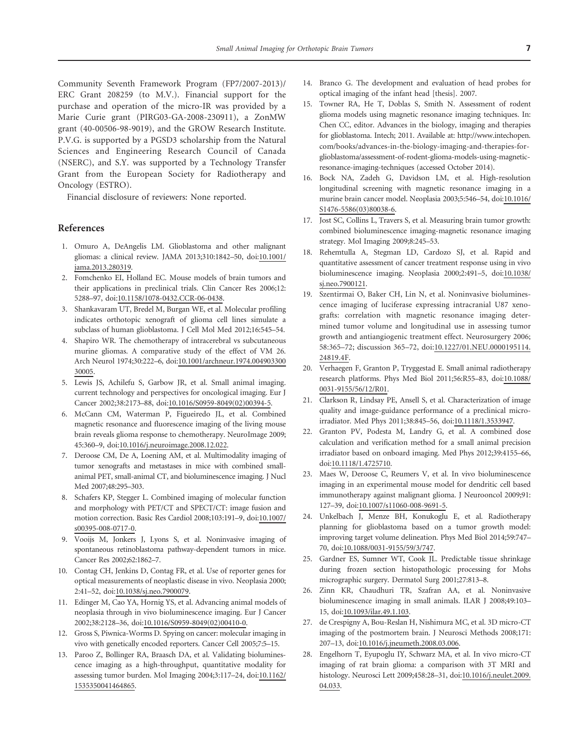Community Seventh Framework Program (FP7/2007-2013)/ ERC Grant 208259 (to M.V.). Financial support for the purchase and operation of the micro-IR was provided by a Marie Curie grant (PIRG03-GA-2008-230911), a ZonMW grant (40-00506-98-9019), and the GROW Research Institute. P.V.G. is supported by a PGSD3 scholarship from the Natural Sciences and Engineering Research Council of Canada (NSERC), and S.Y. was supported by a Technology Transfer Grant from the European Society for Radiotherapy and Oncology (ESTRO).

Financial disclosure of reviewers: None reported.

## References

1. Omuro A, DeAngelis LM. Glioblastoma and other malignant gliomas: a clinical review. JAMA 2013;310:1842–50, doi:10.1001/jama.2013.280319.
2. Fomchenko EI, Holland EC. Mouse models of brain tumors and their applications in preclinical trials. Clin Cancer Res 2006;12: 5288–97, doi:10.1158/1078-0432.CCR-06-0438.
3. Shankavaram UT, Bredel M, Burgan WE, et al. Molecular profiling indicates orthotopic xenograft of glioma cell lines simulate a subclass of human glioblastoma. J Cell Mol Med 2012;16:545–54.
4. Shapiro WR. The chemotherapy of intracerebral vs subcutaneous murine gliomas. A comparative study of the effect of VM 26. Arch Neurol 1974;30:222–6, doi:10.1001/archneur.1974.00490330030005.
5. Lewis JS, Achilefu S, Garbow JR, et al. Small animal imaging. current technology and perspectives for oncological imaging. Eur J Cancer 2002;38:2173–88, doi:10.1016/S0959-8049(02)00394-5.
6. McCann CM, Waterman P, Figueiredo JL, et al. Combined magnetic resonance and fluorescence imaging of the living mouse brain reveals glioma response to chemotherapy. NeuroImage 2009; 45:360–9, doi:10.1016/j.neuroimage.2008.12.022.
7. Deroose CM, De A, Loening AM, et al. Multimodality imaging of tumor xenografts and metastases in mice with combined small-animal PET, small-animal CT, and bioluminescence imaging. J Nucl Med 2007;48:295–303.
8. Schafers KP, Stegger L. Combined imaging of molecular function and morphology with PET/CT and SPECT/CT: image fusion and motion correction. Basic Res Cardiol 2008;103:191–9, doi:10.1007/s00395-008-0717-0.
9. Vooijs M, Jonkers J, Lyons S, et al. Noninvasive imaging of spontaneous retinoblastoma pathway-dependent tumors in mice. Cancer Res 2002;62:1862–7.
10. Contag CH, Jenkins D, Contag FR, et al. Use of reporter genes for optical measurements of neoplastic disease in vivo. Neoplasia 2000; 2:41–52, doi:10.1038/sj.neo.7900079.
11. Edinger M, Cao YA, Hornig YS, et al. Advancing animal models of neoplasia through in vivo bioluminescence imaging. Eur J Cancer 2002;38:2128–36, doi:10.1016/S0959-8049(02)00410-0.
12. Gross S, Piwnica-Worms D. Spying on cancer: molecular imaging in vivo with genetically encoded reporters. Cancer Cell 2005;7:5–15.
13. Paroo Z, Bollinger RA, Braasch DA, et al. Validating bioluminescence imaging as a high-throughput, quantitative modality for assessing tumor burden. Mol Imaging 2004;3:117–24, doi:10.1162/1535350041464865.
14. Branco G. The development and evaluation of head probes for optical imaging of the infant head [thesis]. 2007.
15. Towner RA, He T, Doblas S, Smith N. Assessment of rodent glioma models using magnetic resonance imaging techniques. In: Chen CC, editor. Advances in the biology, imaging and therapies for glioblastoma. Intech; 2011. Available at: http://www.intechopen.com/books/advances-in-the-biology-imaging-and-therapies-for-glioblastoma/assessment-of-rodent-glioma-models-using-magnetic-resonance-imaging-techniques (accessed October 2014).
16. Bock NA, Zadeh G, Davidson LM, et al. High-resolution longitudinal screening with magnetic resonance imaging in a murine brain cancer model. Neoplasia 2003;5:546–54, doi:10.1016/S1476-5586(03)80038-6.
17. Jost SC, Collins L, Travers S, et al. Measuring brain tumor growth: combined bioluminescence imaging-magnetic resonance imaging strategy. Mol Imaging 2009;8:245–53.
18. Rehemtulla A, Stegman LD, Cardozo SJ, et al. Rapid and quantitative assessment of cancer treatment response using in vivo bioluminescence imaging. Neoplasia 2000;2:491–5, doi:10.1038/sj.neo.7900121.
19. Szentirmai O, Baker CH, Lin N, et al. Noninvasive bioluminescence imaging of luciferase expressing intracranial U87 xenografts: correlation with magnetic resonance imaging determined tumor volume and longitudinal use in assessing tumor growth and antiangiogenic treatment effect. Neurosurgery 2006; 58:365–72; discussion 365–72, doi:10.1227/01.NEU.0000195114.24819.4F.
20. Verhaegen F, Granton P, Tryggestad E. Small animal radiotherapy research platforms. Phys Med Biol 2011;56:R55–83, doi:10.1088/0031-9155/56/12/R01.
21. Clarkson R, Lindsay PE, Ansell S, et al. Characterization of image quality and image-guidance performance of a preclinical micro-irradiator. Med Phys 2011;38:845–56, doi:10.1118/1.3533947.
22. Granton PV, Podesta M, Landry G, et al. A combined dose calculation and verification method for a small animal precision irradiator based on onboard imaging. Med Phys 2012;39:4155–66, doi:10.1118/1.4725710.
23. Maes W, Deroose C, Reumers V, et al. In vivo bioluminescence imaging in an experimental mouse model for dendritic cell based immunotherapy against malignant glioma. J Neurooncol 2009;91: 127–39, doi:10.1007/s11060-008-9691-5.
24. Unkelbach J, Menze BH, Konukoglu E, et al. Radiotherapy planning for glioblastoma based on a tumor growth model: improving target volume delineation. Phys Med Biol 2014;59:747–70, doi:10.1088/0031-9155/59/3/747.
25. Gardner ES, Sumner WT, Cook JL. Predictable tissue shrinkage during frozen section histopathologic processing for Mohs micrographic surgery. Dermatol Surg 2001;27:813–8.
26. Zinn KR, Chaudhuri TR, Szafran AA, et al. Noninvasive bioluminescence imaging in small animals. ILAR J 2008;49:103–15, doi:10.1093/ilar.49.1.103.
27. de Crespigny A, Bou-Reslan H, Nishimura MC, et al. 3D micro-CT imaging of the postmortem brain. J Neurosci Methods 2008;171: 207–13, doi:10.1016/j.jneumeth.2008.03.006.
28. Engelhorn T, Eyupoglu IY, Schwarz MA, et al. In vivo micro-CT imaging of rat brain glioma: a comparison with 3T MRI and histology. Neurosci Lett 2009;458:28–31, doi:10.1016/j.neulet.2009.04.033.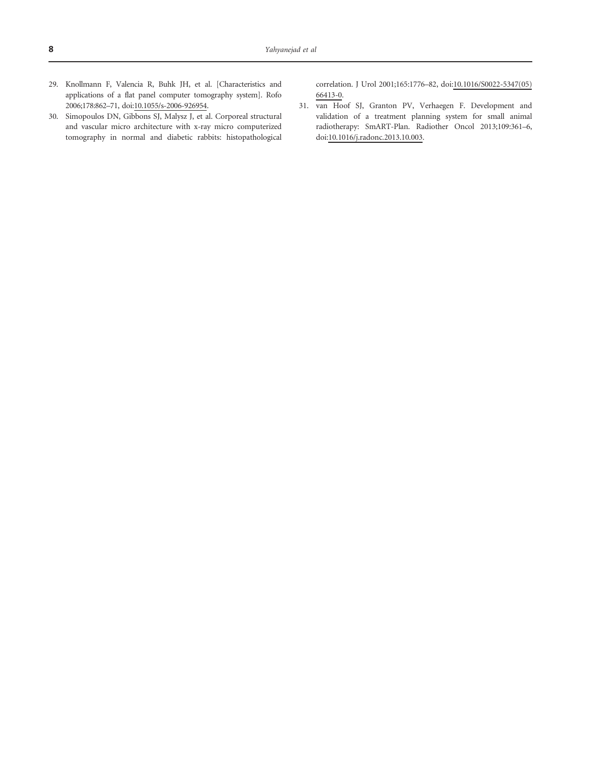29. Knollmann F, Valencia R, Buhk JH, et al. [Characteristics and applications of a flat panel computer tomography system]. Rofo 2006;178:862–71, doi:10.1055/s-2006-926954.
30. Simopoulos DN, Gibbons SJ, Malysz J, et al. Corporeal structural and vascular micro architecture with x-ray micro computerized tomography in normal and diabetic rabbits: histopathological correlation. J Urol 2001;165:1776–82, doi:10.1016/S0022-5347(05)66413-0.
31. van Hoof SJ, Granton PV, Verhaegen F. Development and validation of a treatment planning system for small animal radiotherapy: SmART-Plan. Radiother Oncol 2013;109:361–6, doi:10.1016/j.radonc.2013.10.003.